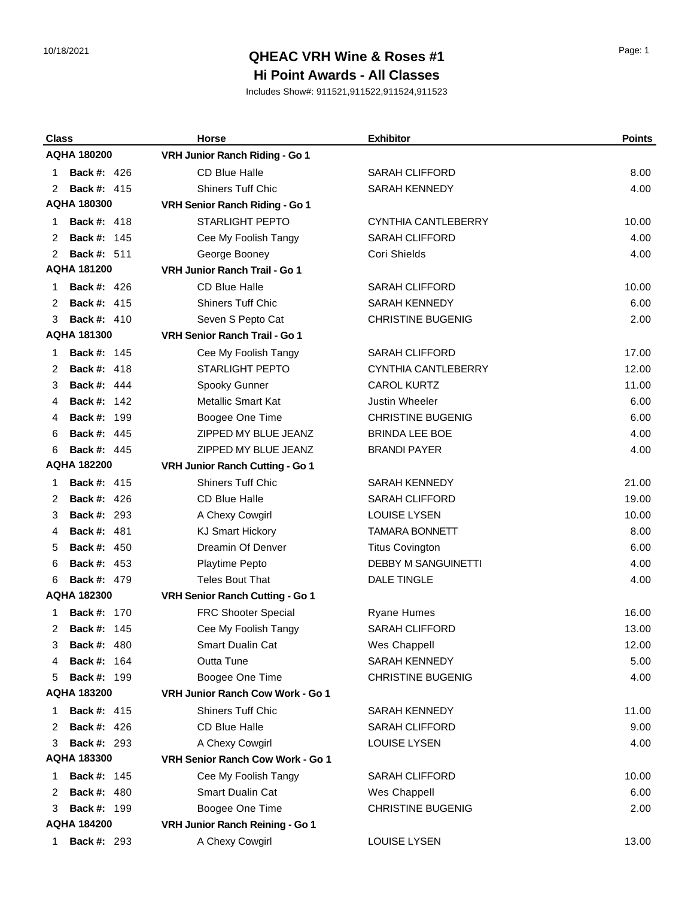# QHEAC VRH Wine & Roses #1

## Hi Point Awards - All Classes

Includes Show#: 911521,911522,911524,911523

| Class | | Horse | Exhibitor | Points |
|---|---|---|---|---|
| **AQHA 180200** | | **VRH Junior Ranch Riding - Go 1** | | |
| 1 | **Back #:** 426 | CD Blue Halle | SARAH CLIFFORD | 8.00 |
| 2 | **Back #:** 415 | Shiners Tuff Chic | SARAH KENNEDY | 4.00 |
| **AQHA 180300** | | **VRH Senior Ranch Riding - Go 1** | | |
| 1 | **Back #:** 418 | STARLIGHT PEPTO | CYNTHIA CANTLEBERRY | 10.00 |
| 2 | **Back #:** 145 | Cee My Foolish Tangy | SARAH CLIFFORD | 4.00 |
| 2 | **Back #:** 511 | George Booney | Cori Shields | 4.00 |
| **AQHA 181200** | | **VRH Junior Ranch Trail - Go 1** | | |
| 1 | **Back #:** 426 | CD Blue Halle | SARAH CLIFFORD | 10.00 |
| 2 | **Back #:** 415 | Shiners Tuff Chic | SARAH KENNEDY | 6.00 |
| 3 | **Back #:** 410 | Seven S Pepto Cat | CHRISTINE BUGENIG | 2.00 |
| **AQHA 181300** | | **VRH Senior Ranch Trail - Go 1** | | |
| 1 | **Back #:** 145 | Cee My Foolish Tangy | SARAH CLIFFORD | 17.00 |
| 2 | **Back #:** 418 | STARLIGHT PEPTO | CYNTHIA CANTLEBERRY | 12.00 |
| 3 | **Back #:** 444 | Spooky Gunner | CAROL KURTZ | 11.00 |
| 4 | **Back #:** 142 | Metallic Smart Kat | Justin Wheeler | 6.00 |
| 4 | **Back #:** 199 | Boogee One Time | CHRISTINE BUGENIG | 6.00 |
| 6 | **Back #:** 445 | ZIPPED MY BLUE JEANZ | BRINDA LEE BOE | 4.00 |
| 6 | **Back #:** 445 | ZIPPED MY BLUE JEANZ | BRANDI PAYER | 4.00 |
| **AQHA 182200** | | **VRH Junior Ranch Cutting - Go 1** | | |
| 1 | **Back #:** 415 | Shiners Tuff Chic | SARAH KENNEDY | 21.00 |
| 2 | **Back #:** 426 | CD Blue Halle | SARAH CLIFFORD | 19.00 |
| 3 | **Back #:** 293 | A Chexy Cowgirl | LOUISE LYSEN | 10.00 |
| 4 | **Back #:** 481 | KJ Smart Hickory | TAMARA BONNETT | 8.00 |
| 5 | **Back #:** 450 | Dreamin Of Denver | Titus Covington | 6.00 |
| 6 | **Back #:** 453 | Playtime Pepto | DEBBY M SANGUINETTI | 4.00 |
| 6 | **Back #:** 479 | Teles Bout That | DALE TINGLE | 4.00 |
| **AQHA 182300** | | **VRH Senior Ranch Cutting - Go 1** | | |
| 1 | **Back #:** 170 | FRC Shooter Special | Ryane Humes | 16.00 |
| 2 | **Back #:** 145 | Cee My Foolish Tangy | SARAH CLIFFORD | 13.00 |
| 3 | **Back #:** 480 | Smart Dualin Cat | Wes Chappell | 12.00 |
| 4 | **Back #:** 164 | Outta Tune | SARAH KENNEDY | 5.00 |
| 5 | **Back #:** 199 | Boogee One Time | CHRISTINE BUGENIG | 4.00 |
| **AQHA 183200** | | **VRH Junior Ranch Cow Work - Go 1** | | |
| 1 | **Back #:** 415 | Shiners Tuff Chic | SARAH KENNEDY | 11.00 |
| 2 | **Back #:** 426 | CD Blue Halle | SARAH CLIFFORD | 9.00 |
| 3 | **Back #:** 293 | A Chexy Cowgirl | LOUISE LYSEN | 4.00 |
| **AQHA 183300** | | **VRH Senior Ranch Cow Work - Go 1** | | |
| 1 | **Back #:** 145 | Cee My Foolish Tangy | SARAH CLIFFORD | 10.00 |
| 2 | **Back #:** 480 | Smart Dualin Cat | Wes Chappell | 6.00 |
| 3 | **Back #:** 199 | Boogee One Time | CHRISTINE BUGENIG | 2.00 |
| **AQHA 184200** | | **VRH Junior Ranch Reining - Go 1** | | |
| 1 | **Back #:** 293 | A Chexy Cowgirl | LOUISE LYSEN | 13.00 |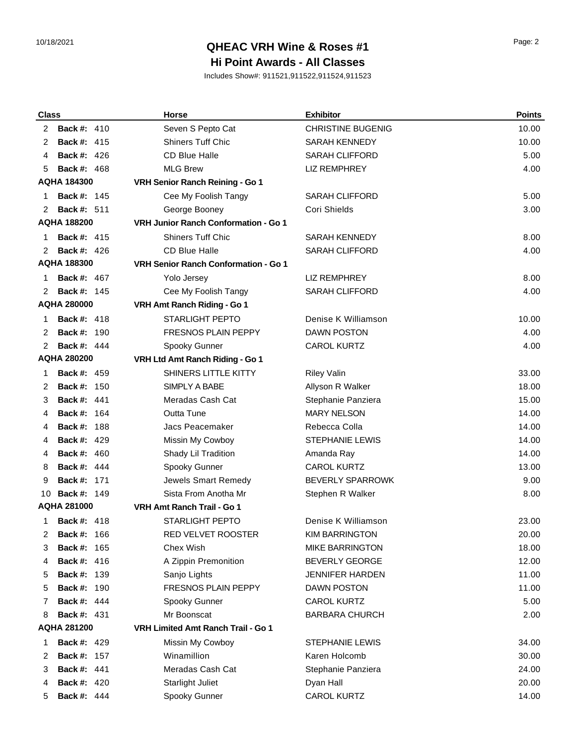# QHEAC VRH Wine & Roses #1

## Hi Point Awards - All Classes

Includes Show#: 911521,911522,911524,911523

| Class | | Horse | Exhibitor | Points |
|---|---|---|---|---|
| 2 | **Back #:** 410 | Seven S Pepto Cat | CHRISTINE BUGENIG | 10.00 |
| 2 | **Back #:** 415 | Shiners Tuff Chic | SARAH KENNEDY | 10.00 |
| 4 | **Back #:** 426 | CD Blue Halle | SARAH CLIFFORD | 5.00 |
| 5 | **Back #:** 468 | MLG Brew | LIZ REMPHREY | 4.00 |
| **AQHA 184300** | | **VRH Senior Ranch Reining - Go 1** | | |
| 1 | **Back #:** 145 | Cee My Foolish Tangy | SARAH CLIFFORD | 5.00 |
| 2 | **Back #:** 511 | George Booney | Cori Shields | 3.00 |
| **AQHA 188200** | | **VRH Junior Ranch Conformation - Go 1** | | |
| 1 | **Back #:** 415 | Shiners Tuff Chic | SARAH KENNEDY | 8.00 |
| 2 | **Back #:** 426 | CD Blue Halle | SARAH CLIFFORD | 4.00 |
| **AQHA 188300** | | **VRH Senior Ranch Conformation - Go 1** | | |
| 1 | **Back #:** 467 | Yolo Jersey | LIZ REMPHREY | 8.00 |
| 2 | **Back #:** 145 | Cee My Foolish Tangy | SARAH CLIFFORD | 4.00 |
| **AQHA 280000** | | **VRH Amt Ranch Riding - Go 1** | | |
| 1 | **Back #:** 418 | STARLIGHT PEPTO | Denise K Williamson | 10.00 |
| 2 | **Back #:** 190 | FRESNOS PLAIN PEPPY | DAWN POSTON | 4.00 |
| 2 | **Back #:** 444 | Spooky Gunner | CAROL KURTZ | 4.00 |
| **AQHA 280200** | | **VRH Ltd Amt Ranch Riding - Go 1** | | |
| 1 | **Back #:** 459 | SHINERS LITTLE KITTY | Riley Valin | 33.00 |
| 2 | **Back #:** 150 | SIMPLY A BABE | Allyson R Walker | 18.00 |
| 3 | **Back #:** 441 | Meradas Cash Cat | Stephanie Panziera | 15.00 |
| 4 | **Back #:** 164 | Outta Tune | MARY NELSON | 14.00 |
| 4 | **Back #:** 188 | Jacs Peacemaker | Rebecca Colla | 14.00 |
| 4 | **Back #:** 429 | Missin My Cowboy | STEPHANIE LEWIS | 14.00 |
| 4 | **Back #:** 460 | Shady Lil Tradition | Amanda Ray | 14.00 |
| 8 | **Back #:** 444 | Spooky Gunner | CAROL KURTZ | 13.00 |
| 9 | **Back #:** 171 | Jewels Smart Remedy | BEVERLY SPARROWK | 9.00 |
| 10 | **Back #:** 149 | Sista From Anotha Mr | Stephen R Walker | 8.00 |
| **AQHA 281000** | | **VRH Amt Ranch Trail - Go 1** | | |
| 1 | **Back #:** 418 | STARLIGHT PEPTO | Denise K Williamson | 23.00 |
| 2 | **Back #:** 166 | RED VELVET ROOSTER | KIM BARRINGTON | 20.00 |
| 3 | **Back #:** 165 | Chex Wish | MIKE BARRINGTON | 18.00 |
| 4 | **Back #:** 416 | A Zippin Premonition | BEVERLY GEORGE | 12.00 |
| 5 | **Back #:** 139 | Sanjo Lights | JENNIFER HARDEN | 11.00 |
| 5 | **Back #:** 190 | FRESNOS PLAIN PEPPY | DAWN POSTON | 11.00 |
| 7 | **Back #:** 444 | Spooky Gunner | CAROL KURTZ | 5.00 |
| 8 | **Back #:** 431 | Mr Boonscat | BARBARA CHURCH | 2.00 |
| **AQHA 281200** | | **VRH Limited Amt Ranch Trail - Go 1** | | |
| 1 | **Back #:** 429 | Missin My Cowboy | STEPHANIE LEWIS | 34.00 |
| 2 | **Back #:** 157 | Winamillion | Karen Holcomb | 30.00 |
| 3 | **Back #:** 441 | Meradas Cash Cat | Stephanie Panziera | 24.00 |
| 4 | **Back #:** 420 | Starlight Juliet | Dyan Hall | 20.00 |
| 5 | **Back #:** 444 | Spooky Gunner | CAROL KURTZ | 14.00 |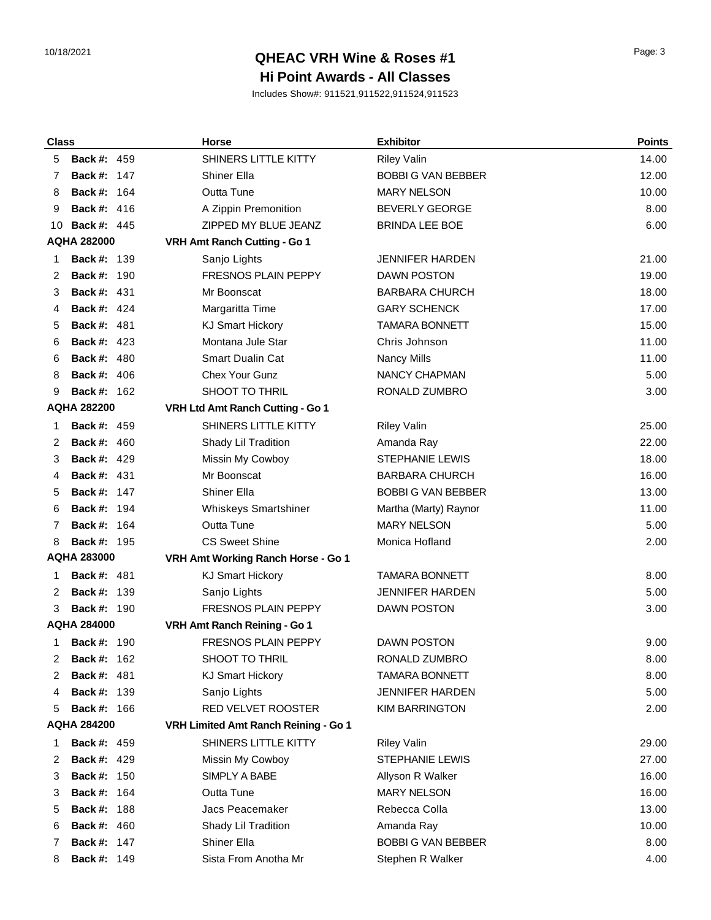# QHEAC VRH Wine & Roses #1

## Hi Point Awards - All Classes

Includes Show#: 911521,911522,911524,911523

| Class | | Horse | Exhibitor | Points |
|---|---|---|---|---|
| 5 | **Back #:** 459 | SHINERS LITTLE KITTY | Riley Valin | 14.00 |
| 7 | **Back #:** 147 | Shiner Ella | BOBBI G VAN BEBBER | 12.00 |
| 8 | **Back #:** 164 | Outta Tune | MARY NELSON | 10.00 |
| 9 | **Back #:** 416 | A Zippin Premonition | BEVERLY GEORGE | 8.00 |
| 10 | **Back #:** 445 | ZIPPED MY BLUE JEANZ | BRINDA LEE BOE | 6.00 |
| **AQHA 282000** | | **VRH Amt Ranch Cutting - Go 1** | | |
| 1 | **Back #:** 139 | Sanjo Lights | JENNIFER HARDEN | 21.00 |
| 2 | **Back #:** 190 | FRESNOS PLAIN PEPPY | DAWN POSTON | 19.00 |
| 3 | **Back #:** 431 | Mr Boonscat | BARBARA CHURCH | 18.00 |
| 4 | **Back #:** 424 | Margaritta Time | GARY SCHENCK | 17.00 |
| 5 | **Back #:** 481 | KJ Smart Hickory | TAMARA BONNETT | 15.00 |
| 6 | **Back #:** 423 | Montana Jule Star | Chris Johnson | 11.00 |
| 6 | **Back #:** 480 | Smart Dualin Cat | Nancy Mills | 11.00 |
| 8 | **Back #:** 406 | Chex Your Gunz | NANCY CHAPMAN | 5.00 |
| 9 | **Back #:** 162 | SHOOT TO THRIL | RONALD ZUMBRO | 3.00 |
| **AQHA 282200** | | **VRH Ltd Amt Ranch Cutting - Go 1** | | |
| 1 | **Back #:** 459 | SHINERS LITTLE KITTY | Riley Valin | 25.00 |
| 2 | **Back #:** 460 | Shady Lil Tradition | Amanda Ray | 22.00 |
| 3 | **Back #:** 429 | Missin My Cowboy | STEPHANIE LEWIS | 18.00 |
| 4 | **Back #:** 431 | Mr Boonscat | BARBARA CHURCH | 16.00 |
| 5 | **Back #:** 147 | Shiner Ella | BOBBI G VAN BEBBER | 13.00 |
| 6 | **Back #:** 194 | Whiskeys Smartshiner | Martha (Marty) Raynor | 11.00 |
| 7 | **Back #:** 164 | Outta Tune | MARY NELSON | 5.00 |
| 8 | **Back #:** 195 | CS Sweet Shine | Monica Hofland | 2.00 |
| **AQHA 283000** | | **VRH Amt Working Ranch Horse - Go 1** | | |
| 1 | **Back #:** 481 | KJ Smart Hickory | TAMARA BONNETT | 8.00 |
| 2 | **Back #:** 139 | Sanjo Lights | JENNIFER HARDEN | 5.00 |
| 3 | **Back #:** 190 | FRESNOS PLAIN PEPPY | DAWN POSTON | 3.00 |
| **AQHA 284000** | | **VRH Amt Ranch Reining - Go 1** | | |
| 1 | **Back #:** 190 | FRESNOS PLAIN PEPPY | DAWN POSTON | 9.00 |
| 2 | **Back #:** 162 | SHOOT TO THRIL | RONALD ZUMBRO | 8.00 |
| 2 | **Back #:** 481 | KJ Smart Hickory | TAMARA BONNETT | 8.00 |
| 4 | **Back #:** 139 | Sanjo Lights | JENNIFER HARDEN | 5.00 |
| 5 | **Back #:** 166 | RED VELVET ROOSTER | KIM BARRINGTON | 2.00 |
| **AQHA 284200** | | **VRH Limited Amt Ranch Reining - Go 1** | | |
| 1 | **Back #:** 459 | SHINERS LITTLE KITTY | Riley Valin | 29.00 |
| 2 | **Back #:** 429 | Missin My Cowboy | STEPHANIE LEWIS | 27.00 |
| 3 | **Back #:** 150 | SIMPLY A BABE | Allyson R Walker | 16.00 |
| 3 | **Back #:** 164 | Outta Tune | MARY NELSON | 16.00 |
| 5 | **Back #:** 188 | Jacs Peacemaker | Rebecca Colla | 13.00 |
| 6 | **Back #:** 460 | Shady Lil Tradition | Amanda Ray | 10.00 |
| 7 | **Back #:** 147 | Shiner Ella | BOBBI G VAN BEBBER | 8.00 |
| 8 | **Back #:** 149 | Sista From Anotha Mr | Stephen R Walker | 4.00 |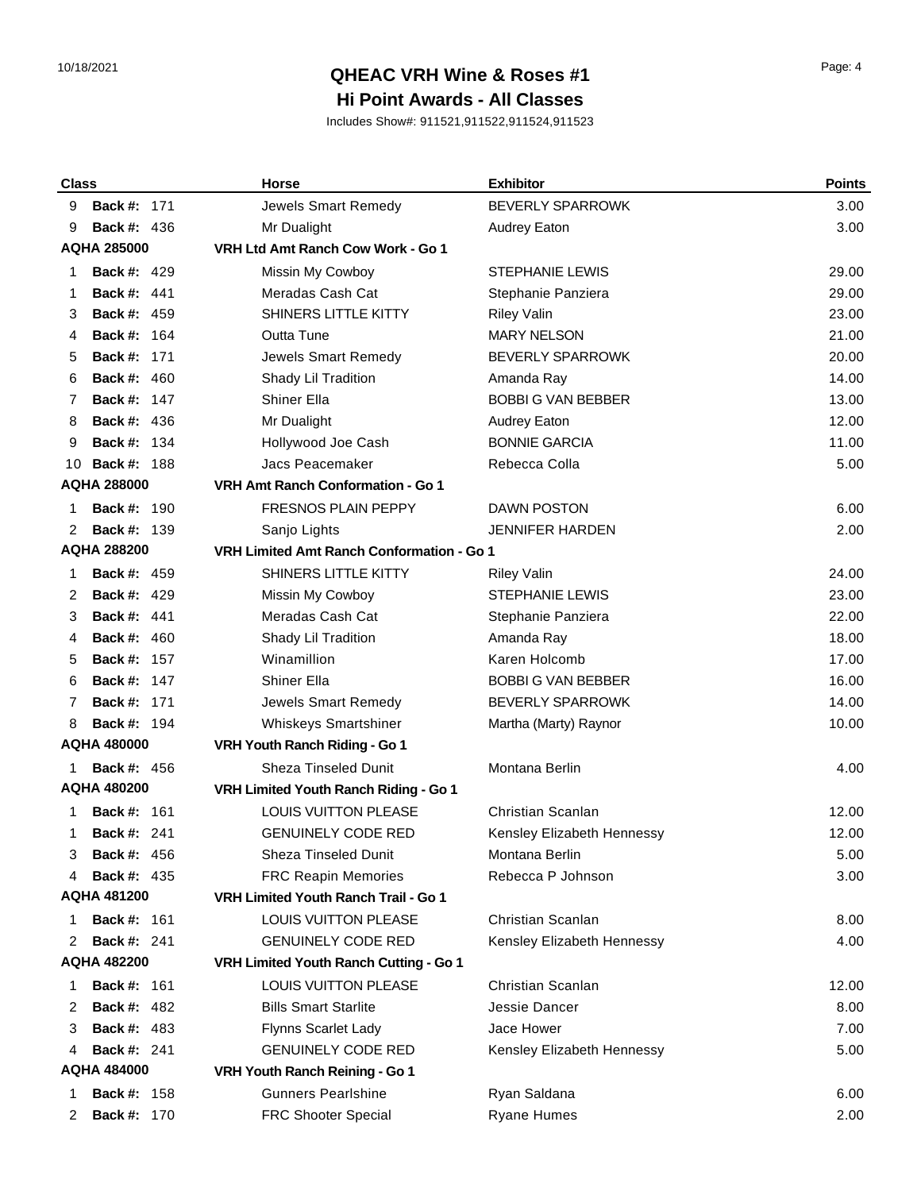# QHEAC VRH Wine & Roses #1

## Hi Point Awards - All Classes

Includes Show#: 911521,911522,911524,911523

| Class | | Horse | Exhibitor | Points |
|---|---|---|---|---|
| 9 | **Back #:** 171 | Jewels Smart Remedy | BEVERLY SPARROWK | 3.00 |
| 9 | **Back #:** 436 | Mr Dualight | Audrey Eaton | 3.00 |
| **AQHA 285000** | | **VRH Ltd Amt Ranch Cow Work - Go 1** | | |
| 1 | **Back #:** 429 | Missin My Cowboy | STEPHANIE LEWIS | 29.00 |
| 1 | **Back #:** 441 | Meradas Cash Cat | Stephanie Panziera | 29.00 |
| 3 | **Back #:** 459 | SHINERS LITTLE KITTY | Riley Valin | 23.00 |
| 4 | **Back #:** 164 | Outta Tune | MARY NELSON | 21.00 |
| 5 | **Back #:** 171 | Jewels Smart Remedy | BEVERLY SPARROWK | 20.00 |
| 6 | **Back #:** 460 | Shady Lil Tradition | Amanda Ray | 14.00 |
| 7 | **Back #:** 147 | Shiner Ella | BOBBI G VAN BEBBER | 13.00 |
| 8 | **Back #:** 436 | Mr Dualight | Audrey Eaton | 12.00 |
| 9 | **Back #:** 134 | Hollywood Joe Cash | BONNIE GARCIA | 11.00 |
| 10 | **Back #:** 188 | Jacs Peacemaker | Rebecca Colla | 5.00 |
| **AQHA 288000** | | **VRH Amt Ranch Conformation - Go 1** | | |
| 1 | **Back #:** 190 | FRESNOS PLAIN PEPPY | DAWN POSTON | 6.00 |
| 2 | **Back #:** 139 | Sanjo Lights | JENNIFER HARDEN | 2.00 |
| **AQHA 288200** | | **VRH Limited Amt Ranch Conformation - Go 1** | | |
| 1 | **Back #:** 459 | SHINERS LITTLE KITTY | Riley Valin | 24.00 |
| 2 | **Back #:** 429 | Missin My Cowboy | STEPHANIE LEWIS | 23.00 |
| 3 | **Back #:** 441 | Meradas Cash Cat | Stephanie Panziera | 22.00 |
| 4 | **Back #:** 460 | Shady Lil Tradition | Amanda Ray | 18.00 |
| 5 | **Back #:** 157 | Winamillion | Karen Holcomb | 17.00 |
| 6 | **Back #:** 147 | Shiner Ella | BOBBI G VAN BEBBER | 16.00 |
| 7 | **Back #:** 171 | Jewels Smart Remedy | BEVERLY SPARROWK | 14.00 |
| 8 | **Back #:** 194 | Whiskeys Smartshiner | Martha (Marty) Raynor | 10.00 |
| **AQHA 480000** | | **VRH Youth Ranch Riding - Go 1** | | |
| 1 | **Back #:** 456 | Sheza Tinseled Dunit | Montana Berlin | 4.00 |
| **AQHA 480200** | | **VRH Limited Youth Ranch Riding - Go 1** | | |
| 1 | **Back #:** 161 | LOUIS VUITTON PLEASE | Christian Scanlan | 12.00 |
| 1 | **Back #:** 241 | GENUINELY CODE RED | Kensley Elizabeth Hennessy | 12.00 |
| 3 | **Back #:** 456 | Sheza Tinseled Dunit | Montana Berlin | 5.00 |
| 4 | **Back #:** 435 | FRC Reapin Memories | Rebecca P Johnson | 3.00 |
| **AQHA 481200** | | **VRH Limited Youth Ranch Trail - Go 1** | | |
| 1 | **Back #:** 161 | LOUIS VUITTON PLEASE | Christian Scanlan | 8.00 |
| 2 | **Back #:** 241 | GENUINELY CODE RED | Kensley Elizabeth Hennessy | 4.00 |
| **AQHA 482200** | | **VRH Limited Youth Ranch Cutting - Go 1** | | |
| 1 | **Back #:** 161 | LOUIS VUITTON PLEASE | Christian Scanlan | 12.00 |
| 2 | **Back #:** 482 | Bills Smart Starlite | Jessie Dancer | 8.00 |
| 3 | **Back #:** 483 | Flynns Scarlet Lady | Jace Hower | 7.00 |
| 4 | **Back #:** 241 | GENUINELY CODE RED | Kensley Elizabeth Hennessy | 5.00 |
| **AQHA 484000** | | **VRH Youth Ranch Reining - Go 1** | | |
| 1 | **Back #:** 158 | Gunners Pearlshine | Ryan Saldana | 6.00 |
| 2 | **Back #:** 170 | FRC Shooter Special | Ryane Humes | 2.00 |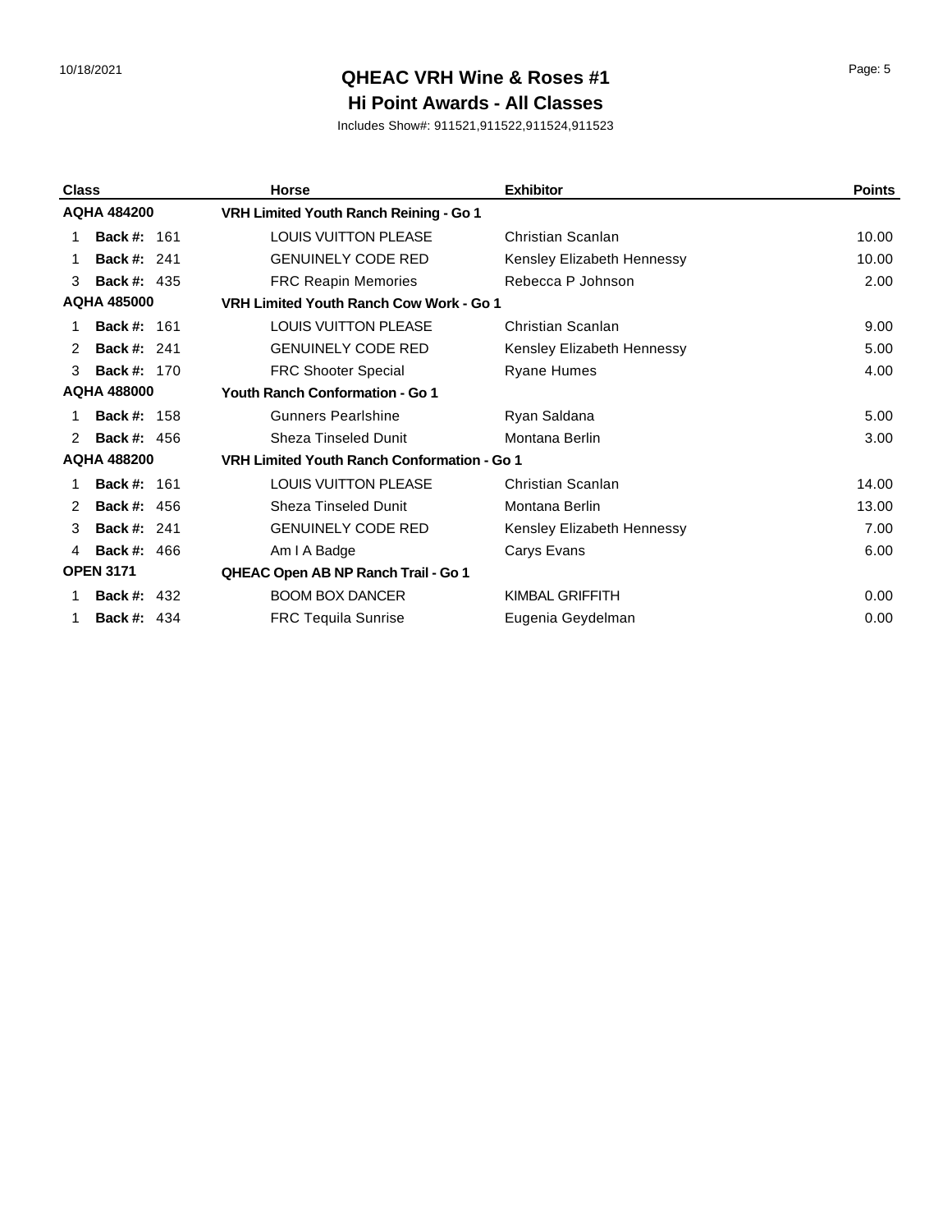# QHEAC VRH Wine & Roses #1

## Hi Point Awards - All Classes

Includes Show#: 911521,911522,911524,911523

| Class | | Horse | Exhibitor | Points |
|---|---|---|---|---|
| **AQHA 484200** | | **VRH Limited Youth Ranch Reining - Go 1** | | |
| 1 | **Back #:** 161 | LOUIS VUITTON PLEASE | Christian Scanlan | 10.00 |
| 1 | **Back #:** 241 | GENUINELY CODE RED | Kensley Elizabeth Hennessy | 10.00 |
| 3 | **Back #:** 435 | FRC Reapin Memories | Rebecca P Johnson | 2.00 |
| **AQHA 485000** | | **VRH Limited Youth Ranch Cow Work - Go 1** | | |
| 1 | **Back #:** 161 | LOUIS VUITTON PLEASE | Christian Scanlan | 9.00 |
| 2 | **Back #:** 241 | GENUINELY CODE RED | Kensley Elizabeth Hennessy | 5.00 |
| 3 | **Back #:** 170 | FRC Shooter Special | Ryane Humes | 4.00 |
| **AQHA 488000** | | **Youth Ranch Conformation - Go 1** | | |
| 1 | **Back #:** 158 | Gunners Pearlshine | Ryan Saldana | 5.00 |
| 2 | **Back #:** 456 | Sheza Tinseled Dunit | Montana Berlin | 3.00 |
| **AQHA 488200** | | **VRH Limited Youth Ranch Conformation - Go 1** | | |
| 1 | **Back #:** 161 | LOUIS VUITTON PLEASE | Christian Scanlan | 14.00 |
| 2 | **Back #:** 456 | Sheza Tinseled Dunit | Montana Berlin | 13.00 |
| 3 | **Back #:** 241 | GENUINELY CODE RED | Kensley Elizabeth Hennessy | 7.00 |
| 4 | **Back #:** 466 | Am I A Badge | Carys Evans | 6.00 |
| **OPEN 3171** | | **QHEAC Open AB NP Ranch Trail - Go 1** | | |
| 1 | **Back #:** 432 | BOOM BOX DANCER | KIMBAL GRIFFITH | 0.00 |
| 1 | **Back #:** 434 | FRC Tequila Sunrise | Eugenia Geydelman | 0.00 |